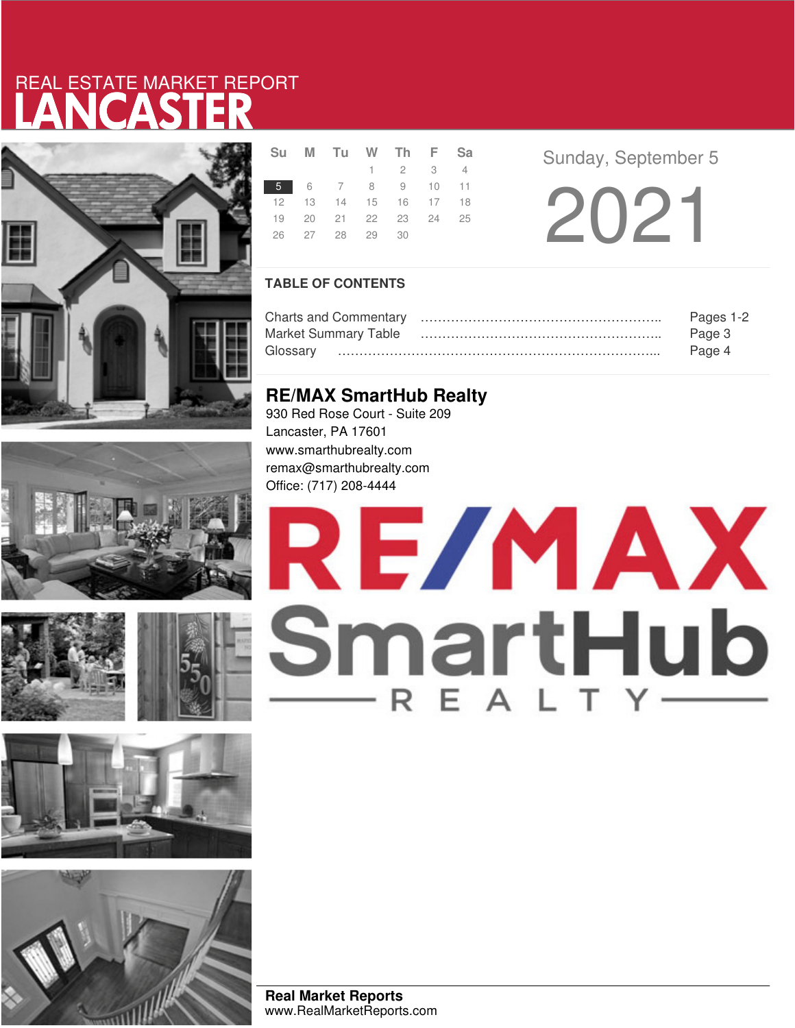# REAL ESTATE MARKET REPORT
# LANCASTER

| Su | M | Tu | W | Th | F | Sa |
|---|---|---|---|---|---|---|
| | | | 1 | 2 | 3 | 4 |
| 5 | 6 | 7 | 8 | 9 | 10 | 11 |
| 12 | 13 | 14 | 15 | 16 | 17 | 18 |
| 19 | 20 | 21 | 22 | 23 | 24 | 25 |
| 26 | 27 | 28 | 29 | 30 | | |

Sunday, September 5

2021

## TABLE OF CONTENTS

Charts and Commentary ........................................................ Pages 1-2
Market Summary Table ........................................................ Page 3
Glossary ........................................................................ Page 4

## RE/MAX SmartHub Realty

930 Red Rose Court - Suite 209
Lancaster, PA 17601
www.smarthubrealty.com
remax@smarthubrealty.com
Office: (717) 208-4444

RE/MAX SmartHub REALTY

**Real Market Reports**
www.RealMarketReports.com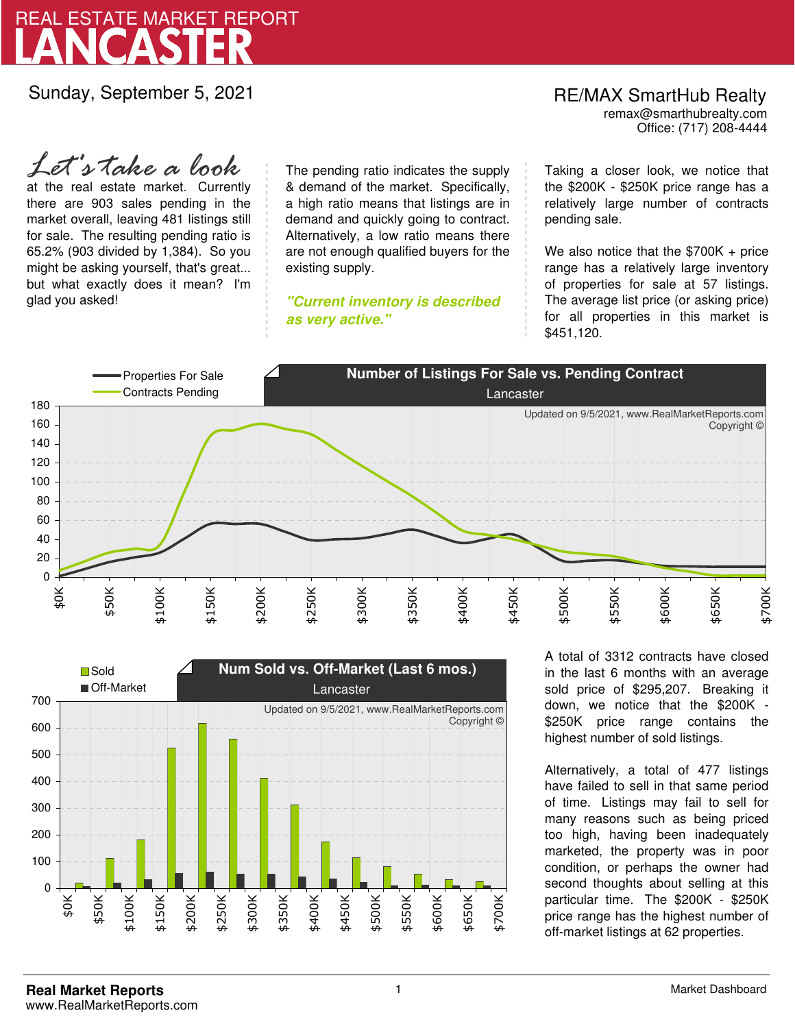# REAL ESTATE MARKET REPORT
# LANCASTER

Sunday, September 5, 2021

RE/MAX SmartHub Realty
remax@smarthubrealty.com
Office: (717) 208-4444

*Let's take a look* at the real estate market. Currently there are 903 sales pending in the market overall, leaving 481 listings still for sale. The resulting pending ratio is 65.2% (903 divided by 1,384). So you might be asking yourself, that's great... but what exactly does it mean? I'm glad you asked!

The pending ratio indicates the supply & demand of the market. Specifically, a high ratio means that listings are in demand and quickly going to contract. Alternatively, a low ratio means there are not enough qualified buyers for the existing supply.

***"Current inventory is described as very active."***

Taking a closer look, we notice that the $200K - $250K price range has a relatively large number of contracts pending sale.

We also notice that the $700K + price range has a relatively large inventory of properties for sale at 57 listings. The average list price (or asking price) for all properties in this market is $451,120.

**Number of Listings For Sale vs. Pending Contract**
Lancaster

Updated on 9/5/2021, www.RealMarketReports.com Copyright ©

**Num Sold vs. Off-Market (Last 6 mos.)**
Lancaster

Updated on 9/5/2021, www.RealMarketReports.com Copyright ©

A total of 3312 contracts have closed in the last 6 months with an average sold price of $295,207. Breaking it down, we notice that the $200K - $250K price range contains the highest number of sold listings.

Alternatively, a total of 477 listings have failed to sell in that same period of time. Listings may fail to sell for many reasons such as being priced too high, having been inadequately marketed, the property was in poor condition, or perhaps the owner had second thoughts about selling at this particular time. The $200K - $250K price range has the highest number of off-market listings at 62 properties.

**Real Market Reports**
www.RealMarketReports.com

Market Dashboard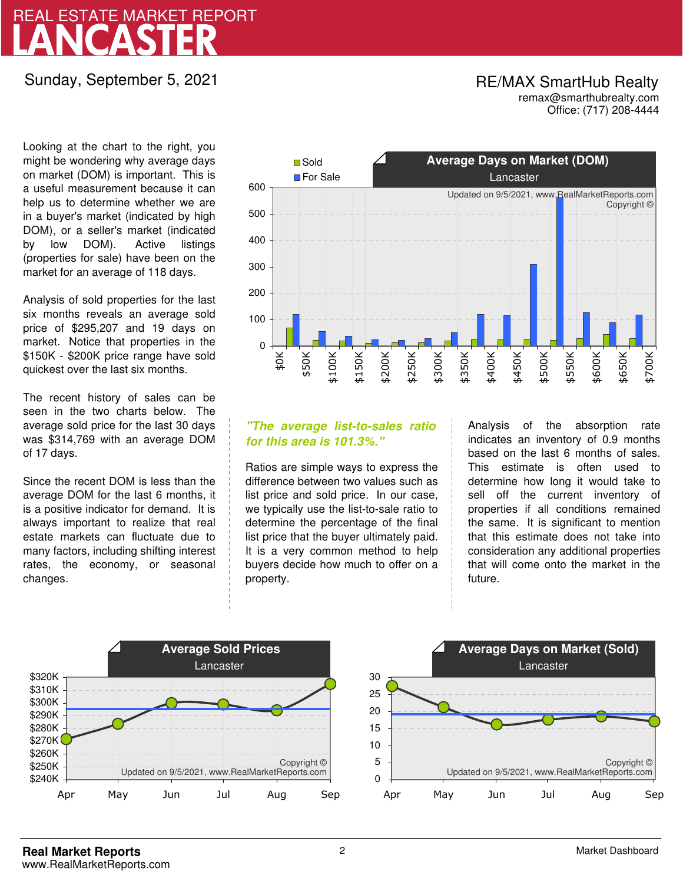# REAL ESTATE MARKET REPORT
# LANCASTER

Sunday, September 5, 2021

RE/MAX SmartHub Realty
remax@smarthubrealty.com
Office: (717) 208-4444

Looking at the chart to the right, you might be wondering why average days on market (DOM) is important. This is a useful measurement because it can help us to determine whether we are in a buyer's market (indicated by high DOM), or a seller's market (indicated by low DOM). Active listings (properties for sale) have been on the market for an average of 118 days.

Analysis of sold properties for the last six months reveals an average sold price of $295,207 and 19 days on market. Notice that properties in the $150K - $200K price range have sold quickest over the last six months.

The recent history of sales can be seen in the two charts below. The average sold price for the last 30 days was $314,769 with an average DOM of 17 days.

Since the recent DOM is less than the average DOM for the last 6 months, it is a positive indicator for demand. It is always important to realize that real estate markets can fluctuate due to many factors, including shifting interest rates, the economy, or seasonal changes.

**Average Days on Market (DOM)**
Lancaster

Sold / For Sale

Updated on 9/5/2021, www.RealMarketReports.com
Copyright ©

*"The average list-to-sales ratio for this area is 101.3%."*

Ratios are simple ways to express the difference between two values such as list price and sold price. In our case, we typically use the list-to-sale ratio to determine the percentage of the final list price that the buyer ultimately paid. It is a very common method to help buyers decide how much to offer on a property.

Analysis of the absorption rate indicates an inventory of 0.9 months based on the last 6 months of sales. This estimate is often used to determine how long it would take to sell off the current inventory of properties if all conditions remained the same. It is significant to mention that this estimate does not take into consideration any additional properties that will come onto the market in the future.

**Average Sold Prices**
Lancaster

Copyright ©
Updated on 9/5/2021, www.RealMarketReports.com

**Average Days on Market (Sold)**
Lancaster

Copyright ©
Updated on 9/5/2021, www.RealMarketReports.com

**Real Market Reports**
www.RealMarketReports.com

Market Dashboard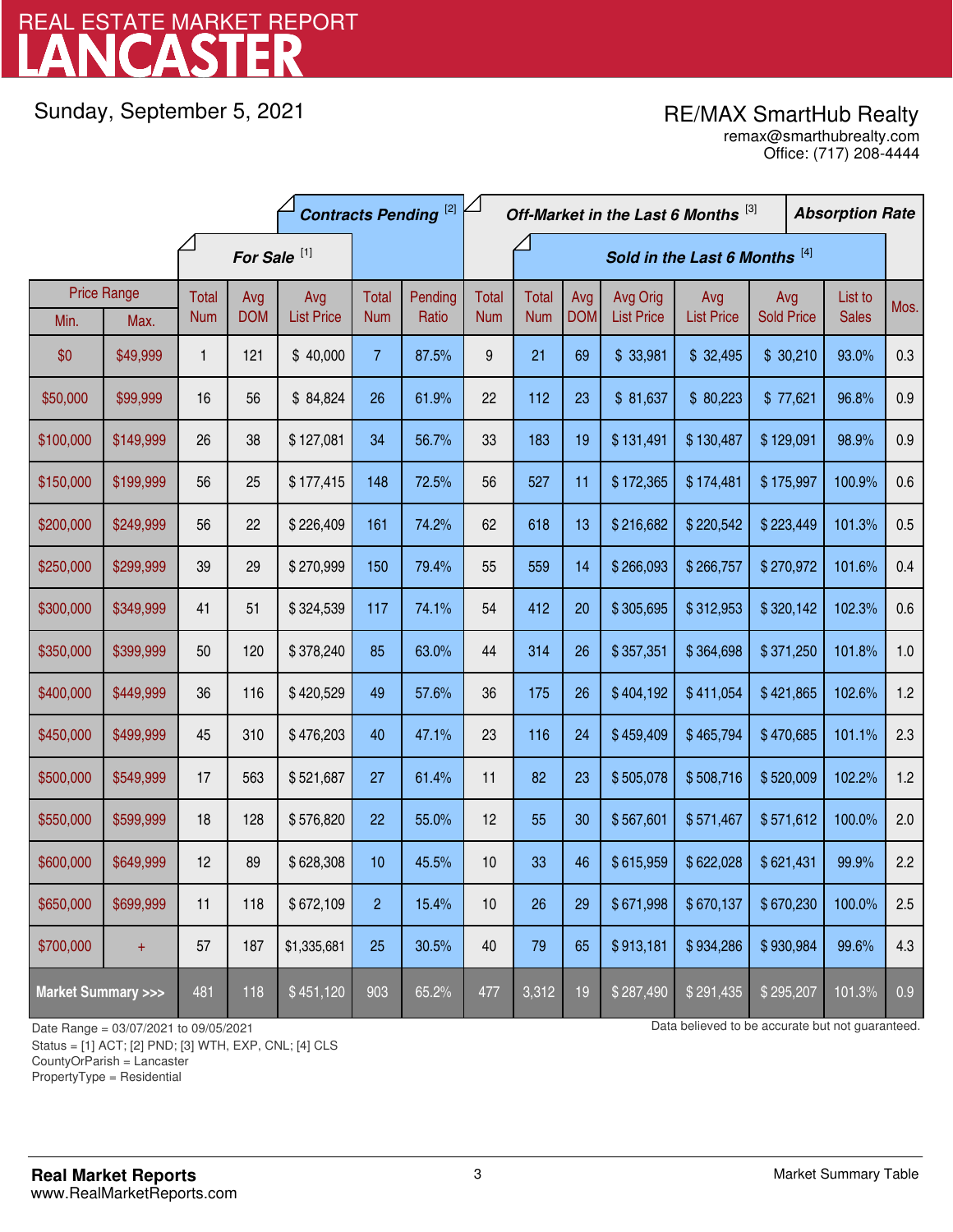# REAL ESTATE MARKET REPORT LANCASTER

Sunday, September 5, 2021

RE/MAX SmartHub Realty
remax@smarthubrealty.com
Office: (717) 208-4444

| Price Range | | For Sale [1] | | | Contracts Pending [2] | | Off-Market in the Last 6 Months [3] | Sold in the Last 6 Months [4] | | | | | | Absorption Rate |
|---|---|---|---|---|---|---|---|---|---|---|---|---|---|---|
| Min. | Max. | Total Num | Avg DOM | Avg List Price | Total Num | Pending Ratio | Total Num | Total Num | Avg DOM | Avg Orig List Price | Avg List Price | Avg Sold Price | List to Sales | Mos. |
| $0 | $49,999 | 1 | 121 | $ 40,000 | 7 | 87.5% | 9 | 21 | 69 | $ 33,981 | $ 32,495 | $ 30,210 | 93.0% | 0.3 |
| $50,000 | $99,999 | 16 | 56 | $ 84,824 | 26 | 61.9% | 22 | 112 | 23 | $ 81,637 | $ 80,223 | $ 77,621 | 96.8% | 0.9 |
| $100,000 | $149,999 | 26 | 38 | $ 127,081 | 34 | 56.7% | 33 | 183 | 19 | $ 131,491 | $ 130,487 | $ 129,091 | 98.9% | 0.9 |
| $150,000 | $199,999 | 56 | 25 | $ 177,415 | 148 | 72.5% | 56 | 527 | 11 | $ 172,365 | $ 174,481 | $ 175,997 | 100.9% | 0.6 |
| $200,000 | $249,999 | 56 | 22 | $ 226,409 | 161 | 74.2% | 62 | 618 | 13 | $ 216,682 | $ 220,542 | $ 223,449 | 101.3% | 0.5 |
| $250,000 | $299,999 | 39 | 29 | $ 270,999 | 150 | 79.4% | 55 | 559 | 14 | $ 266,093 | $ 266,757 | $ 270,972 | 101.6% | 0.4 |
| $300,000 | $349,999 | 41 | 51 | $ 324,539 | 117 | 74.1% | 54 | 412 | 20 | $ 305,695 | $ 312,953 | $ 320,142 | 102.3% | 0.6 |
| $350,000 | $399,999 | 50 | 120 | $ 378,240 | 85 | 63.0% | 44 | 314 | 26 | $ 357,351 | $ 364,698 | $ 371,250 | 101.8% | 1.0 |
| $400,000 | $449,999 | 36 | 116 | $ 420,529 | 49 | 57.6% | 36 | 175 | 26 | $ 404,192 | $ 411,054 | $ 421,865 | 102.6% | 1.2 |
| $450,000 | $499,999 | 45 | 310 | $ 476,203 | 40 | 47.1% | 23 | 116 | 24 | $ 459,409 | $ 465,794 | $ 470,685 | 101.1% | 2.3 |
| $500,000 | $549,999 | 17 | 563 | $ 521,687 | 27 | 61.4% | 11 | 82 | 23 | $ 505,078 | $ 508,716 | $ 520,009 | 102.2% | 1.2 |
| $550,000 | $599,999 | 18 | 128 | $ 576,820 | 22 | 55.0% | 12 | 55 | 30 | $ 567,601 | $ 571,467 | $ 571,612 | 100.0% | 2.0 |
| $600,000 | $649,999 | 12 | 89 | $ 628,308 | 10 | 45.5% | 10 | 33 | 46 | $ 615,959 | $ 622,028 | $ 621,431 | 99.9% | 2.2 |
| $650,000 | $699,999 | 11 | 118 | $ 672,109 | 2 | 15.4% | 10 | 26 | 29 | $ 671,998 | $ 670,137 | $ 670,230 | 100.0% | 2.5 |
| $700,000 | + | 57 | 187 | $1,335,681 | 25 | 30.5% | 40 | 79 | 65 | $ 913,181 | $ 934,286 | $ 930,984 | 99.6% | 4.3 |
| **Market Summary >>>** | | 481 | 118 | $ 451,120 | 903 | 65.2% | 477 | 3,312 | 19 | $ 287,490 | $ 291,435 | $ 295,207 | 101.3% | 0.9 |

Date Range = 03/07/2021 to 09/05/2021
Status = [1] ACT; [2] PND; [3] WTH, EXP, CNL; [4] CLS
CountyOrParish = Lancaster
PropertyType = Residential

Data believed to be accurate but not guaranteed.

**Real Market Reports**
www.RealMarketReports.com

Market Summary Table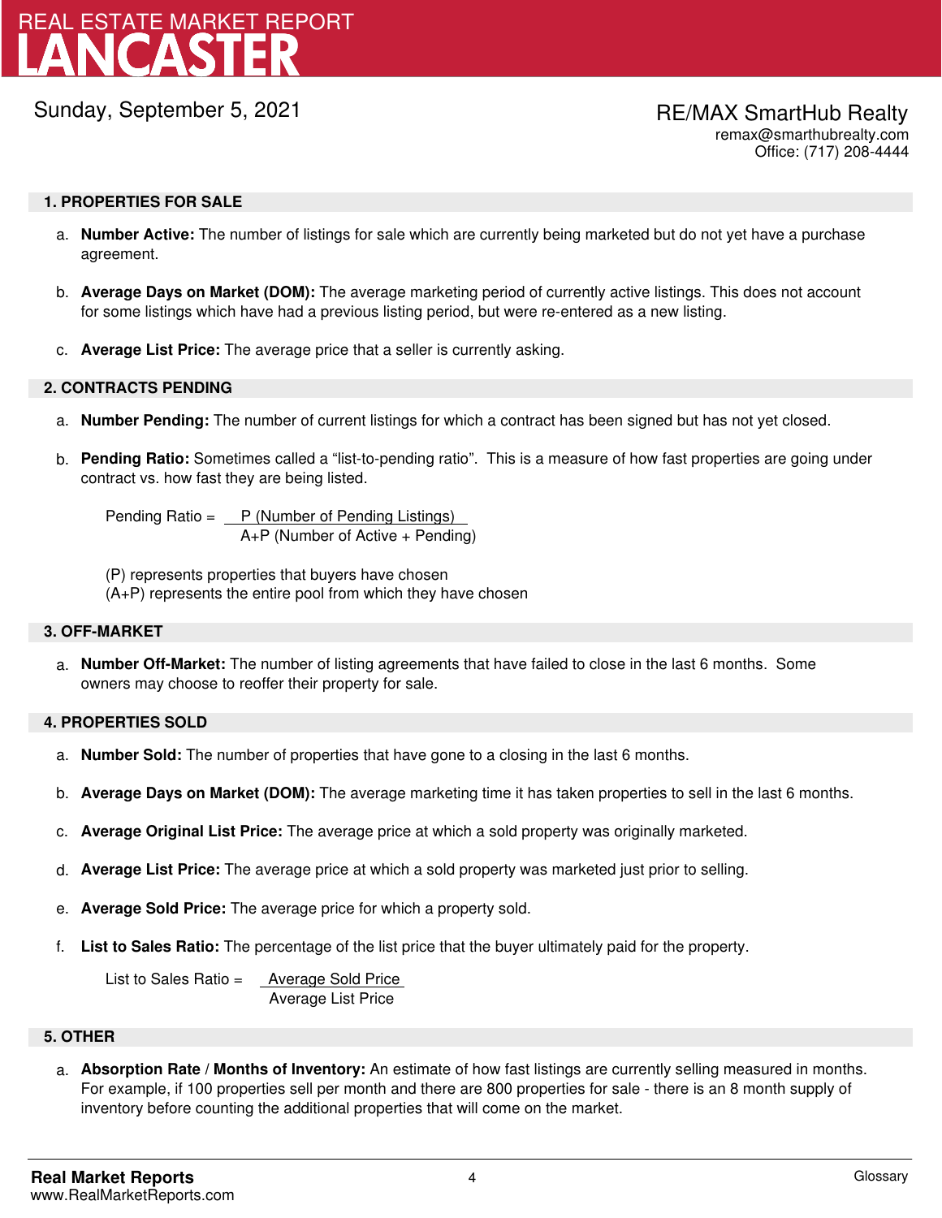# REAL ESTATE MARKET REPORT LANCASTER

Sunday, September 5, 2021

RE/MAX SmartHub Realty
remax@smarthubrealty.com
Office: (717) 208-4444

## 1. PROPERTIES FOR SALE

a. **Number Active:** The number of listings for sale which are currently being marketed but do not yet have a purchase agreement.

b. **Average Days on Market (DOM):** The average marketing period of currently active listings. This does not account for some listings which have had a previous listing period, but were re-entered as a new listing.

c. **Average List Price:** The average price that a seller is currently asking.

## 2. CONTRACTS PENDING

a. **Number Pending:** The number of current listings for which a contract has been signed but has not yet closed.

b. **Pending Ratio:** Sometimes called a "list-to-pending ratio". This is a measure of how fast properties are going under contract vs. how fast they are being listed.

$$\text{Pending Ratio} = \frac{\text{P (Number of Pending Listings)}}{\text{A+P (Number of Active + Pending)}}$$

(P) represents properties that buyers have chosen
(A+P) represents the entire pool from which they have chosen

## 3. OFF-MARKET

a. **Number Off-Market:** The number of listing agreements that have failed to close in the last 6 months. Some owners may choose to reoffer their property for sale.

## 4. PROPERTIES SOLD

a. **Number Sold:** The number of properties that have gone to a closing in the last 6 months.

b. **Average Days on Market (DOM):** The average marketing time it has taken properties to sell in the last 6 months.

c. **Average Original List Price:** The average price at which a sold property was originally marketed.

d. **Average List Price:** The average price at which a sold property was marketed just prior to selling.

e. **Average Sold Price:** The average price for which a property sold.

f. **List to Sales Ratio:** The percentage of the list price that the buyer ultimately paid for the property.

$$\text{List to Sales Ratio} = \frac{\text{Average Sold Price}}{\text{Average List Price}}$$

## 5. OTHER

a. **Absorption Rate / Months of Inventory:** An estimate of how fast listings are currently selling measured in months. For example, if 100 properties sell per month and there are 800 properties for sale - there is an 8 month supply of inventory before counting the additional properties that will come on the market.